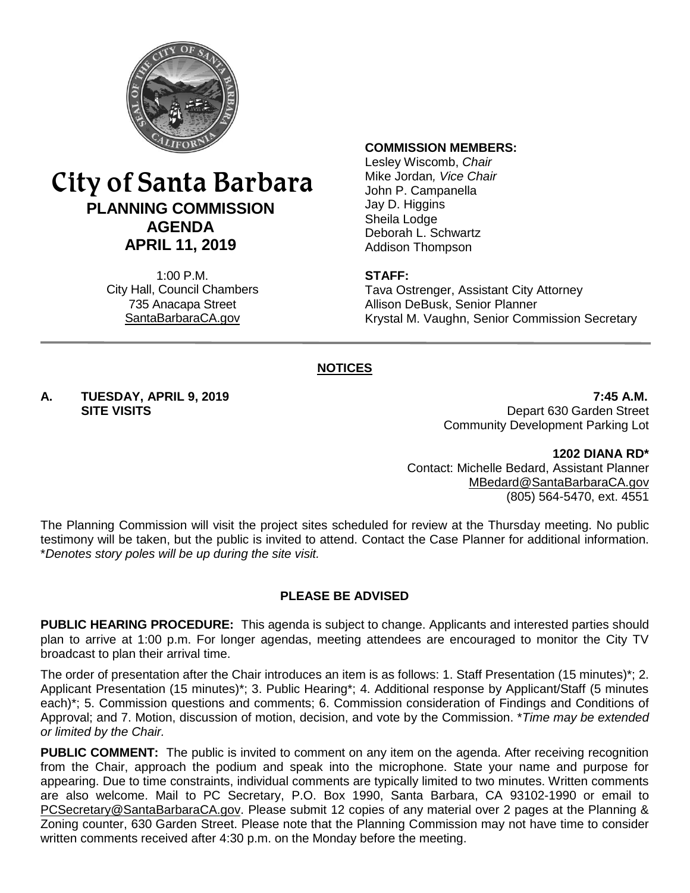# City of Santa Barbara

## PLANNING COMMISSION AGENDA

## APRIL 11, 2019

1:00 P.M.
City Hall, Council Chambers
735 Anacapa Street
SantaBarbaraCA.gov

**COMMISSION MEMBERS:**
Lesley Wiscomb, *Chair*
Mike Jordan, *Vice Chair*
John P. Campanella
Jay D. Higgins
Sheila Lodge
Deborah L. Schwartz
Addison Thompson

**STAFF:**
Tava Ostrenger, Assistant City Attorney
Allison DeBusk, Senior Planner
Krystal M. Vaughn, Senior Commission Secretary

## NOTICES

**A. TUESDAY, APRIL 9, 2019 — 7:45 A.M.**
**SITE VISITS**
Depart 630 Garden Street
Community Development Parking Lot

**1202 DIANA RD***
Contact: Michelle Bedard, Assistant Planner
MBedard@SantaBarbaraCA.gov
(805) 564-5470, ext. 4551

The Planning Commission will visit the project sites scheduled for review at the Thursday meeting. No public testimony will be taken, but the public is invited to attend. Contact the Case Planner for additional information. **Denotes story poles will be up during the site visit.*

## PLEASE BE ADVISED

**PUBLIC HEARING PROCEDURE:** This agenda is subject to change. Applicants and interested parties should plan to arrive at 1:00 p.m. For longer agendas, meeting attendees are encouraged to monitor the City TV broadcast to plan their arrival time.

The order of presentation after the Chair introduces an item is as follows: 1. Staff Presentation (15 minutes)*; 2. Applicant Presentation (15 minutes)*; 3. Public Hearing*; 4. Additional response by Applicant/Staff (5 minutes each)*; 5. Commission questions and comments; 6. Commission consideration of Findings and Conditions of Approval; and 7. Motion, discussion of motion, decision, and vote by the Commission. **Time may be extended or limited by the Chair.*

**PUBLIC COMMENT:** The public is invited to comment on any item on the agenda. After receiving recognition from the Chair, approach the podium and speak into the microphone. State your name and purpose for appearing. Due to time constraints, individual comments are typically limited to two minutes. Written comments are also welcome. Mail to PC Secretary, P.O. Box 1990, Santa Barbara, CA 93102-1990 or email to PCSecretary@SantaBarbaraCA.gov. Please submit 12 copies of any material over 2 pages at the Planning & Zoning counter, 630 Garden Street. Please note that the Planning Commission may not have time to consider written comments received after 4:30 p.m. on the Monday before the meeting.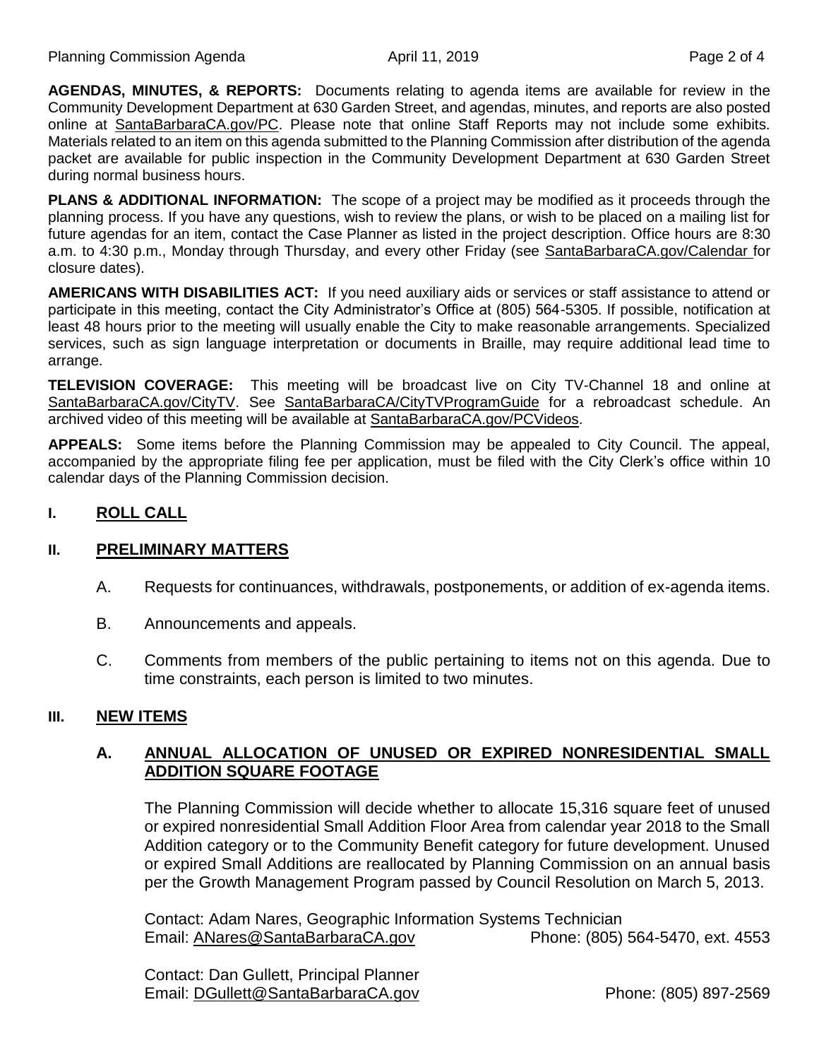**AGENDAS, MINUTES, & REPORTS:** Documents relating to agenda items are available for review in the Community Development Department at 630 Garden Street, and agendas, minutes, and reports are also posted online at SantaBarbaraCA.gov/PC. Please note that online Staff Reports may not include some exhibits. Materials related to an item on this agenda submitted to the Planning Commission after distribution of the agenda packet are available for public inspection in the Community Development Department at 630 Garden Street during normal business hours.

**PLANS & ADDITIONAL INFORMATION:** The scope of a project may be modified as it proceeds through the planning process. If you have any questions, wish to review the plans, or wish to be placed on a mailing list for future agendas for an item, contact the Case Planner as listed in the project description. Office hours are 8:30 a.m. to 4:30 p.m., Monday through Thursday, and every other Friday (see SantaBarbaraCA.gov/Calendar for closure dates).

**AMERICANS WITH DISABILITIES ACT:** If you need auxiliary aids or services or staff assistance to attend or participate in this meeting, contact the City Administrator's Office at (805) 564-5305. If possible, notification at least 48 hours prior to the meeting will usually enable the City to make reasonable arrangements. Specialized services, such as sign language interpretation or documents in Braille, may require additional lead time to arrange.

**TELEVISION COVERAGE:** This meeting will be broadcast live on City TV-Channel 18 and online at SantaBarbaraCA.gov/CityTV. See SantaBarbaraCA/CityTVProgramGuide for a rebroadcast schedule. An archived video of this meeting will be available at SantaBarbaraCA.gov/PCVideos.

**APPEALS:** Some items before the Planning Commission may be appealed to City Council. The appeal, accompanied by the appropriate filing fee per application, must be filed with the City Clerk's office within 10 calendar days of the Planning Commission decision.

## I. ROLL CALL

## II. PRELIMINARY MATTERS

A. Requests for continuances, withdrawals, postponements, or addition of ex-agenda items.

B. Announcements and appeals.

C. Comments from members of the public pertaining to items not on this agenda. Due to time constraints, each person is limited to two minutes.

## III. NEW ITEMS

### A. ANNUAL ALLOCATION OF UNUSED OR EXPIRED NONRESIDENTIAL SMALL ADDITION SQUARE FOOTAGE

The Planning Commission will decide whether to allocate 15,316 square feet of unused or expired nonresidential Small Addition Floor Area from calendar year 2018 to the Small Addition category or to the Community Benefit category for future development. Unused or expired Small Additions are reallocated by Planning Commission on an annual basis per the Growth Management Program passed by Council Resolution on March 5, 2013.

Contact: Adam Nares, Geographic Information Systems Technician
Email: ANares@SantaBarbaraCA.gov Phone: (805) 564-5470, ext. 4553

Contact: Dan Gullett, Principal Planner
Email: DGullett@SantaBarbaraCA.gov Phone: (805) 897-2569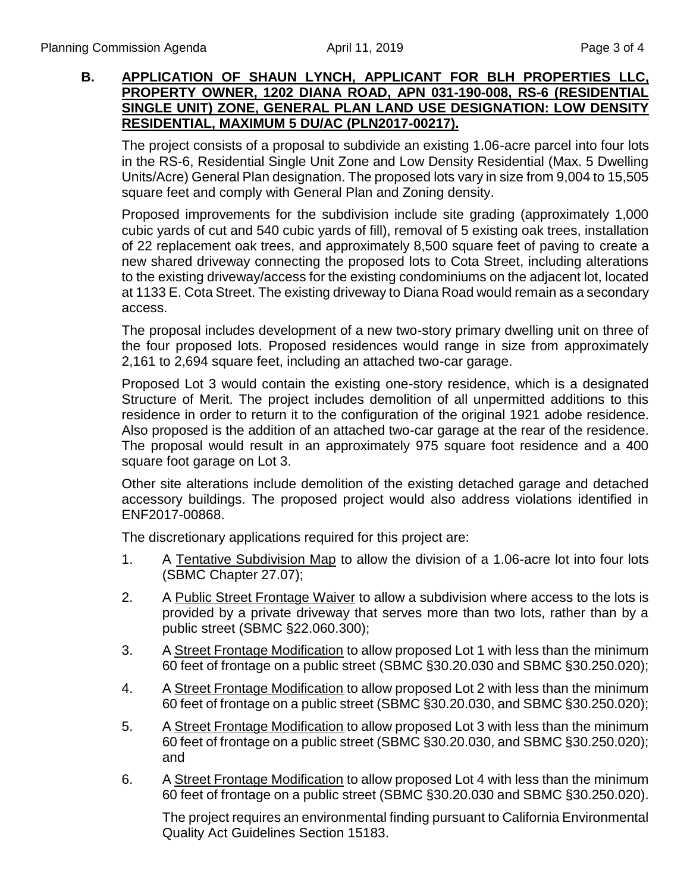**B. <u>APPLICATION OF SHAUN LYNCH, APPLICANT FOR BLH PROPERTIES LLC, PROPERTY OWNER, 1202 DIANA ROAD, APN 031-190-008, RS-6 (RESIDENTIAL SINGLE UNIT) ZONE, GENERAL PLAN LAND USE DESIGNATION: LOW DENSITY RESIDENTIAL, MAXIMUM 5 DU/AC (PLN2017-00217).</u>**

The project consists of a proposal to subdivide an existing 1.06-acre parcel into four lots in the RS-6, Residential Single Unit Zone and Low Density Residential (Max. 5 Dwelling Units/Acre) General Plan designation. The proposed lots vary in size from 9,004 to 15,505 square feet and comply with General Plan and Zoning density.

Proposed improvements for the subdivision include site grading (approximately 1,000 cubic yards of cut and 540 cubic yards of fill), removal of 5 existing oak trees, installation of 22 replacement oak trees, and approximately 8,500 square feet of paving to create a new shared driveway connecting the proposed lots to Cota Street, including alterations to the existing driveway/access for the existing condominiums on the adjacent lot, located at 1133 E. Cota Street. The existing driveway to Diana Road would remain as a secondary access.

The proposal includes development of a new two-story primary dwelling unit on three of the four proposed lots. Proposed residences would range in size from approximately 2,161 to 2,694 square feet, including an attached two-car garage.

Proposed Lot 3 would contain the existing one-story residence, which is a designated Structure of Merit. The project includes demolition of all unpermitted additions to this residence in order to return it to the configuration of the original 1921 adobe residence. Also proposed is the addition of an attached two-car garage at the rear of the residence. The proposal would result in an approximately 975 square foot residence and a 400 square foot garage on Lot 3.

Other site alterations include demolition of the existing detached garage and detached accessory buildings. The proposed project would also address violations identified in ENF2017-00868.

The discretionary applications required for this project are:

1. A <u>Tentative Subdivision Map</u> to allow the division of a 1.06-acre lot into four lots (SBMC Chapter 27.07);
2. A <u>Public Street Frontage Waiver</u> to allow a subdivision where access to the lots is provided by a private driveway that serves more than two lots, rather than by a public street (SBMC §22.060.300);
3. A <u>Street Frontage Modification</u> to allow proposed Lot 1 with less than the minimum 60 feet of frontage on a public street (SBMC §30.20.030 and SBMC §30.250.020);
4. A <u>Street Frontage Modification</u> to allow proposed Lot 2 with less than the minimum 60 feet of frontage on a public street (SBMC §30.20.030, and SBMC §30.250.020);
5. A <u>Street Frontage Modification</u> to allow proposed Lot 3 with less than the minimum 60 feet of frontage on a public street (SBMC §30.20.030, and SBMC §30.250.020); and
6. A <u>Street Frontage Modification</u> to allow proposed Lot 4 with less than the minimum 60 feet of frontage on a public street (SBMC §30.20.030 and SBMC §30.250.020).

The project requires an environmental finding pursuant to California Environmental Quality Act Guidelines Section 15183.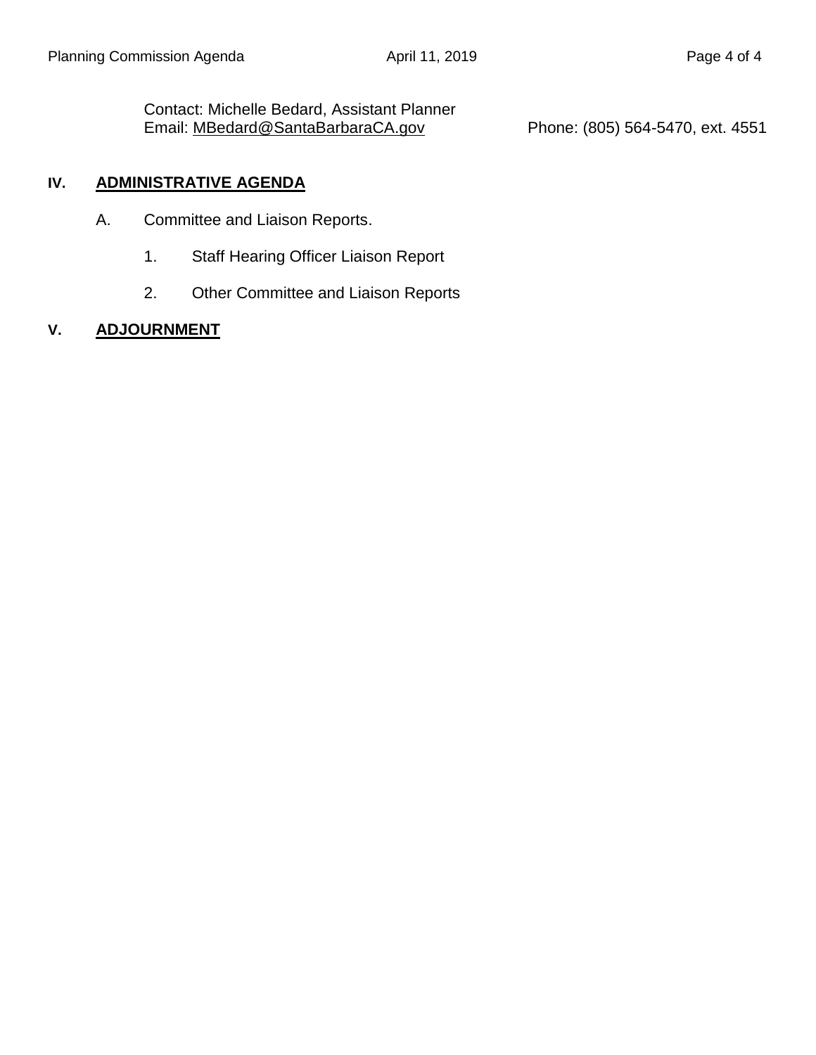Contact: Michelle Bedard, Assistant Planner
Email: MBedard@SantaBarbaraCA.gov Phone: (805) 564-5470, ext. 4551

## IV. ADMINISTRATIVE AGENDA

A. Committee and Liaison Reports.

1. Staff Hearing Officer Liaison Report

2. Other Committee and Liaison Reports

## V. ADJOURNMENT